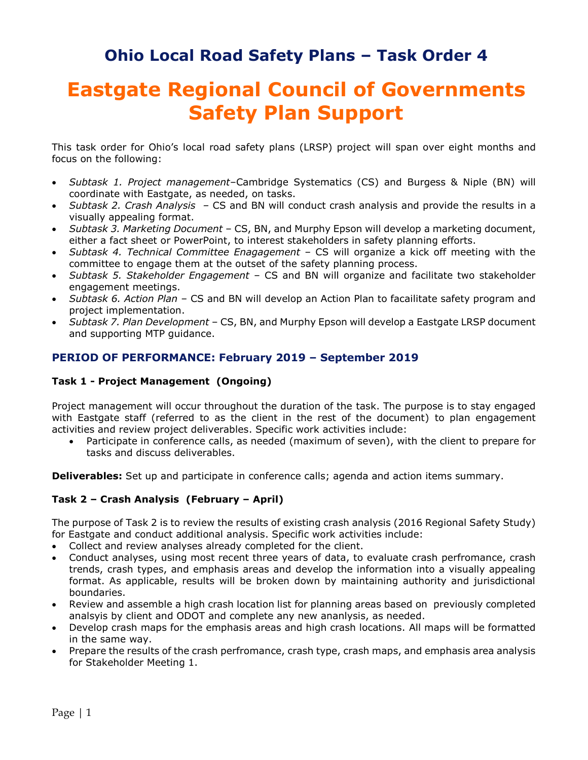# Ohio Local Road Safety Plans – Task Order 4

# Eastgate Regional Council of Governments Safety Plan Support

This task order for Ohio's local road safety plans (LRSP) project will span over eight months and focus on the following:

- *Subtask 1. Project management*–Cambridge Systematics (CS) and Burgess & Niple (BN) will coordinate with Eastgate, as needed, on tasks.
- *Subtask 2. Crash Analysis* – CS and BN will conduct crash analysis and provide the results in a visually appealing format.
- *Subtask 3. Marketing Document* – CS, BN, and Murphy Epson will develop a marketing document, either a fact sheet or PowerPoint, to interest stakeholders in safety planning efforts.
- *Subtask 4. Technical Committee Enagagement* – CS will organize a kick off meeting with the committee to engage them at the outset of the safety planning process.
- *Subtask 5. Stakeholder Engagement* – CS and BN will organize and facilitate two stakeholder engagement meetings.
- *Subtask 6. Action Plan* – CS and BN will develop an Action Plan to facailitate safety program and project implementation.
- *Subtask 7. Plan Development* – CS, BN, and Murphy Epson will develop a Eastgate LRSP document and supporting MTP guidance.

### PERIOD OF PERFORMANCE: February 2019 – September 2019

**Task 1 - Project Management (Ongoing)**

Project management will occur throughout the duration of the task. The purpose is to stay engaged with Eastgate staff (referred to as the client in the rest of the document) to plan engagement activities and review project deliverables. Specific work activities include:

- Participate in conference calls, as needed (maximum of seven), with the client to prepare for tasks and discuss deliverables.

**Deliverables:** Set up and participate in conference calls; agenda and action items summary.

**Task 2 – Crash Analysis (February – April)**

The purpose of Task 2 is to review the results of existing crash analysis (2016 Regional Safety Study) for Eastgate and conduct additional analysis. Specific work activities include:

- Collect and review analyses already completed for the client.
- Conduct analyses, using most recent three years of data, to evaluate crash perfromance, crash trends, crash types, and emphasis areas and develop the information into a visually appealing format. As applicable, results will be broken down by maintaining authority and jurisdictional boundaries.
- Review and assemble a high crash location list for planning areas based on previously completed analsyis by client and ODOT and complete any new ananlysis, as needed.
- Develop crash maps for the emphasis areas and high crash locations. All maps will be formatted in the same way.
- Prepare the results of the crash perfromance, crash type, crash maps, and emphasis area analysis for Stakeholder Meeting 1.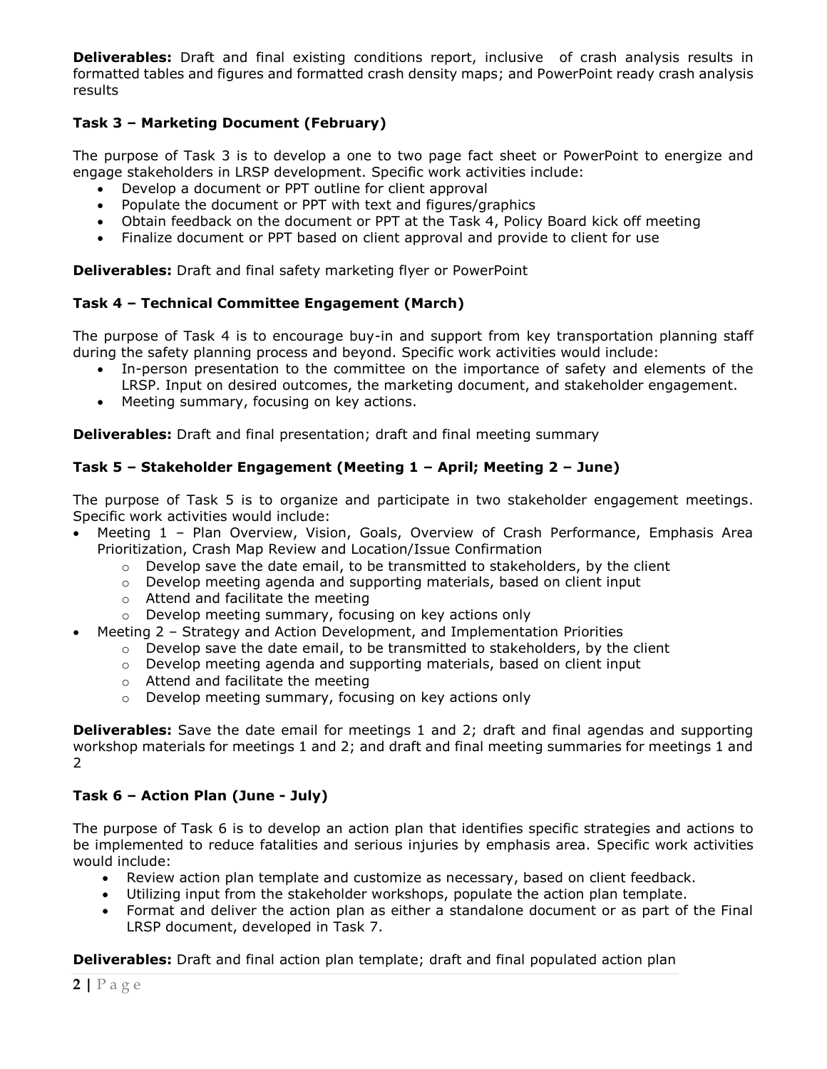**Deliverables:** Draft and final existing conditions report, inclusive of crash analysis results in formatted tables and figures and formatted crash density maps; and PowerPoint ready crash analysis results

### Task 3 – Marketing Document (February)

The purpose of Task 3 is to develop a one to two page fact sheet or PowerPoint to energize and engage stakeholders in LRSP development. Specific work activities include:

- Develop a document or PPT outline for client approval
- Populate the document or PPT with text and figures/graphics
- Obtain feedback on the document or PPT at the Task 4, Policy Board kick off meeting
- Finalize document or PPT based on client approval and provide to client for use

**Deliverables:** Draft and final safety marketing flyer or PowerPoint

### Task 4 – Technical Committee Engagement (March)

The purpose of Task 4 is to encourage buy-in and support from key transportation planning staff during the safety planning process and beyond. Specific work activities would include:

- In-person presentation to the committee on the importance of safety and elements of the LRSP. Input on desired outcomes, the marketing document, and stakeholder engagement.
- Meeting summary, focusing on key actions.

**Deliverables:** Draft and final presentation; draft and final meeting summary

### Task 5 – Stakeholder Engagement (Meeting 1 – April; Meeting 2 – June)

The purpose of Task 5 is to organize and participate in two stakeholder engagement meetings. Specific work activities would include:

- Meeting 1 – Plan Overview, Vision, Goals, Overview of Crash Performance, Emphasis Area Prioritization, Crash Map Review and Location/Issue Confirmation
  - Develop save the date email, to be transmitted to stakeholders, by the client
  - Develop meeting agenda and supporting materials, based on client input
  - Attend and facilitate the meeting
  - Develop meeting summary, focusing on key actions only
- Meeting 2 – Strategy and Action Development, and Implementation Priorities
  - Develop save the date email, to be transmitted to stakeholders, by the client
  - Develop meeting agenda and supporting materials, based on client input
  - Attend and facilitate the meeting
  - Develop meeting summary, focusing on key actions only

**Deliverables:** Save the date email for meetings 1 and 2; draft and final agendas and supporting workshop materials for meetings 1 and 2; and draft and final meeting summaries for meetings 1 and 2

### Task 6 – Action Plan (June - July)

The purpose of Task 6 is to develop an action plan that identifies specific strategies and actions to be implemented to reduce fatalities and serious injuries by emphasis area. Specific work activities would include:

- Review action plan template and customize as necessary, based on client feedback.
- Utilizing input from the stakeholder workshops, populate the action plan template.
- Format and deliver the action plan as either a standalone document or as part of the Final LRSP document, developed in Task 7.

**Deliverables:** Draft and final action plan template; draft and final populated action plan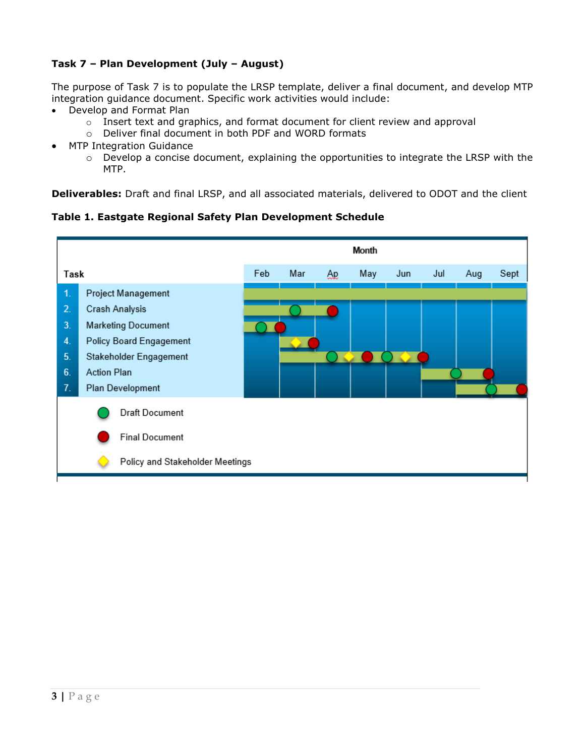**Task 7 – Plan Development (July – August)**

The purpose of Task 7 is to populate the LRSP template, deliver a final document, and develop MTP integration guidance document. Specific work activities would include:

- Develop and Format Plan
  - Insert text and graphics, and format document for client review and approval
  - Deliver final document in both PDF and WORD formats
- MTP Integration Guidance
  - Develop a concise document, explaining the opportunities to integrate the LRSP with the MTP.

**Deliverables:** Draft and final LRSP, and all associated materials, delivered to ODOT and the client

**Table 1. Eastgate Regional Safety Plan Development Schedule**

Month columns show when each task is active (■). Milestones shown in the chart are listed in the month where they appear.

| Task | Feb | Mar | Ap | May | Jun | Jul | Aug | Sept |
|---|---|---|---|---|---|---|---|---|
| 1. Project Management | ■ | ■ | ■ | ■ | ■ | ■ | ■ | ■ |
| 2. Crash Analysis | ■ | ■ Draft Document | Final Document | | | | | |
| 3. Marketing Document | ■ Draft Document, Final Document | | | | | | | |
| 4. Policy Board Engagement | | ■ Policy and Stakeholder Meeting, Final Document | | | | | | |
| 5. Stakeholder Engagement | | ■ | ■ Draft Document, Policy and Stakeholder Meeting | ■ Final Document, Draft Document | ■ Policy and Stakeholder Meeting, Final Document | | | |
| 6. Action Plan | | | | | | ■ | ■ Draft Document, Final Document | |
| 7. Plan Development | | | | | | | ■ Draft Document | ■ Final Document |

Legend:

- Green circle: Draft Document
- Red circle: Final Document
- Yellow diamond: Policy and Stakeholder Meetings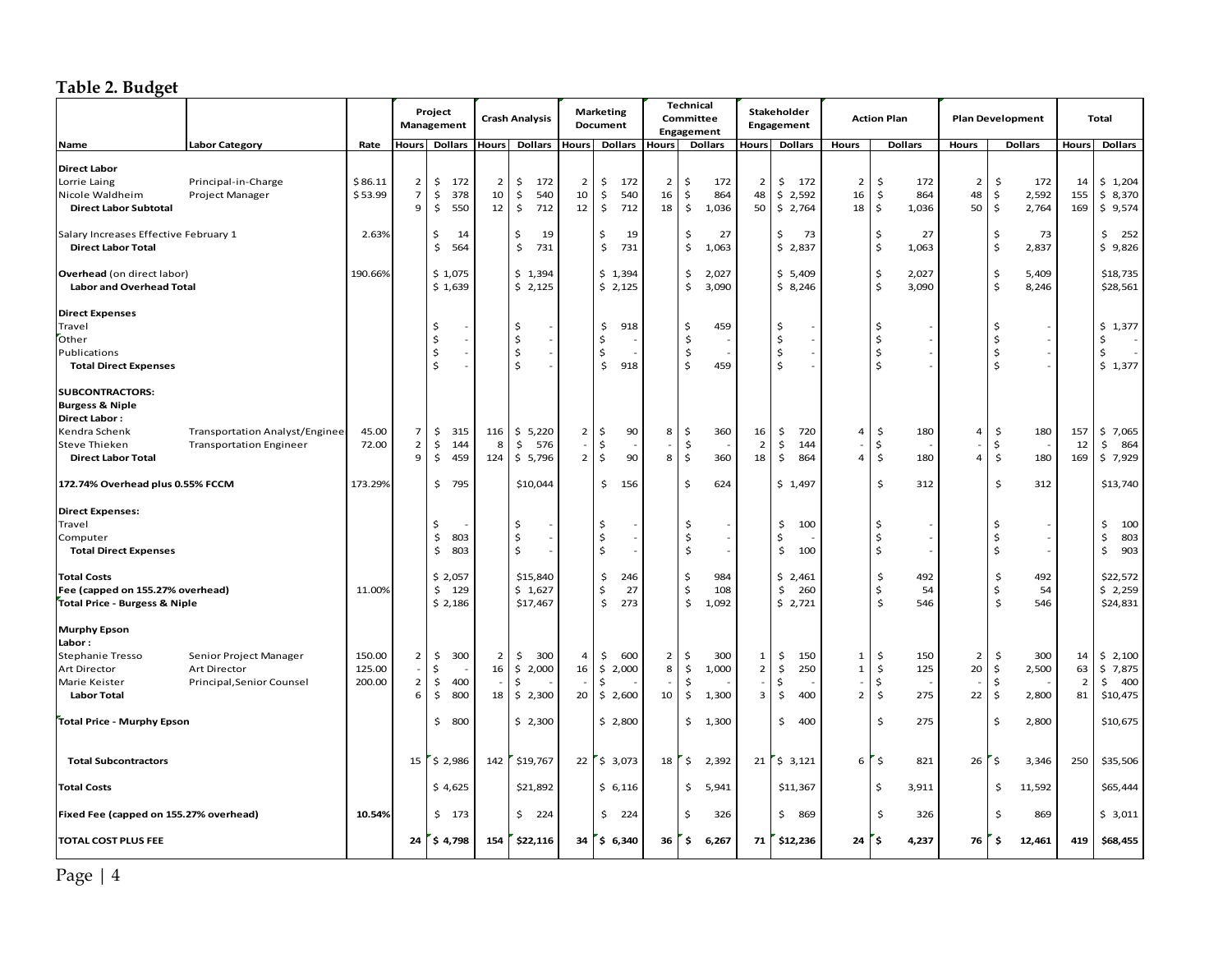## Table 2. Budget

| | | | Project Management | | Crash Analysis | | Marketing Document | | Technical Committee Engagement | | Stakeholder Engagement | | Action Plan | | Plan Development | | Total | |
|---|---|---|---|---|---|---|---|---|---|---|---|---|---|---|---|---|---|---|
| **Name** | **Labor Category** | **Rate** | **Hours** | **Dollars** | **Hours** | **Dollars** | **Hours** | **Dollars** | **Hours** | **Dollars** | **Hours** | **Dollars** | **Hours** | **Dollars** | **Hours** | **Dollars** | **Hours** | **Dollars** |
| **Direct Labor** | | | | | | | | | | | | | | | | | | |
| Lorrie Laing | Principal-in-Charge | $ 86.11 | 2 | $ 172 | 2 | $ 172 | 2 | $ 172 | 2 | $ 172 | 2 | $ 172 | 2 | $ 172 | 2 | $ 172 | 14 | $ 1,204 |
| Nicole Waldheim | Project Manager | $ 53.99 | 7 | $ 378 | 10 | $ 540 | 10 | $ 540 | 16 | $ 864 | 48 | $ 2,592 | 16 | $ 864 | 48 | $ 2,592 | 155 | $ 8,370 |
| **Direct Labor Subtotal** | | | 9 | $ 550 | 12 | $ 712 | 12 | $ 712 | 18 | $ 1,036 | 50 | $ 2,764 | 18 | $ 1,036 | 50 | $ 2,764 | 169 | $ 9,574 |
| Salary Increases Effective February 1 | | 2.63% | | $ 14 | | $ 19 | | $ 19 | | $ 27 | | $ 73 | | $ 27 | | $ 73 | | $ 252 |
| **Direct Labor Total** | | | | $ 564 | | $ 731 | | $ 731 | | $ 1,063 | | $ 2,837 | | $ 1,063 | | $ 2,837 | | $ 9,826 |
| **Overhead** (on direct labor) | | 190.66% | | $ 1,075 | | $ 1,394 | | $ 1,394 | | $ 2,027 | | $ 5,409 | | $ 2,027 | | $ 5,409 | | $18,735 |
| **Labor and Overhead Total** | | | | $ 1,639 | | $ 2,125 | | $ 2,125 | | $ 3,090 | | $ 8,246 | | $ 3,090 | | $ 8,246 | | $28,561 |
| **Direct Expenses** | | | | | | | | | | | | | | | | | | |
| Travel | | | | $ - | | $ - | | $ 918 | | $ 459 | | $ - | | $ - | | $ - | | $ 1,377 |
| Other | | | | $ - | | $ - | | $ - | | $ - | | $ - | | $ - | | $ - | | $ - |
| Publications | | | | $ - | | $ - | | $ - | | $ - | | $ - | | $ - | | $ - | | $ - |
| **Total Direct Expenses** | | | | $ - | | $ - | | $ 918 | | $ 459 | | $ - | | $ - | | $ - | | $ 1,377 |
| **SUBCONTRACTORS:** | | | | | | | | | | | | | | | | | | |
| **Burgess & Niple** | | | | | | | | | | | | | | | | | | |
| **Direct Labor :** | | | | | | | | | | | | | | | | | | |
| Kendra Schenk | Transportation Analyst/Enginee | 45.00 | 7 | $ 315 | 116 | $ 5,220 | 2 | $ 90 | 8 | $ 360 | 16 | $ 720 | 4 | $ 180 | 4 | $ 180 | 157 | $ 7,065 |
| Steve Thieken | Transportation Engineer | 72.00 | 2 | $ 144 | 8 | $ 576 | - | $ - | - | $ - | 2 | $ 144 | - | $ - | - | $ - | 12 | $ 864 |
| **Direct Labor Total** | | | 9 | $ 459 | 124 | $ 5,796 | 2 | $ 90 | 8 | $ 360 | 18 | $ 864 | 4 | $ 180 | 4 | $ 180 | 169 | $ 7,929 |
| **172.74% Overhead plus 0.55% FCCM** | | 173.29% | | $ 795 | | $10,044 | | $ 156 | | $ 624 | | $ 1,497 | | $ 312 | | $ 312 | | $13,740 |
| **Direct Expenses:** | | | | | | | | | | | | | | | | | | |
| Travel | | | | $ - | | $ - | | $ - | | $ - | | $ 100 | | $ - | | $ - | | $ 100 |
| Computer | | | | $ 803 | | $ - | | $ - | | $ - | | $ - | | $ - | | $ - | | $ 803 |
| **Total Direct Expenses** | | | | $ 803 | | $ - | | $ - | | $ - | | $ 100 | | $ - | | $ - | | $ 903 |
| **Total Costs** | | | | $ 2,057 | | $15,840 | | $ 246 | | $ 984 | | $ 2,461 | | $ 492 | | $ 492 | | $22,572 |
| **Fee (capped on 155.27% overhead)** | | 11.00% | | $ 129 | | $ 1,627 | | $ 27 | | $ 108 | | $ 260 | | $ 54 | | $ 54 | | $ 2,259 |
| **Total Price - Burgess & Niple** | | | | $ 2,186 | | $17,467 | | $ 273 | | $ 1,092 | | $ 2,721 | | $ 546 | | $ 546 | | $24,831 |
| **Murphy Epson** | | | | | | | | | | | | | | | | | | |
| **Labor :** | | | | | | | | | | | | | | | | | | |
| Stephanie Tresso | Senior Project Manager | 150.00 | 2 | $ 300 | 2 | $ 300 | 4 | $ 600 | 2 | $ 300 | 1 | $ 150 | 1 | $ 150 | 2 | $ 300 | 14 | $ 2,100 |
| Art Director | Art Director | 125.00 | - | $ - | 16 | $ 2,000 | 16 | $ 2,000 | 8 | $ 1,000 | 2 | $ 250 | 1 | $ 125 | 20 | $ 2,500 | 63 | $ 7,875 |
| Marie Keister | Principal,Senior Counsel | 200.00 | 2 | $ 400 | - | $ - | - | $ - | - | $ - | - | $ - | - | $ - | - | $ - | 2 | $ 400 |
| **Labor Total** | | | 6 | $ 800 | 18 | $ 2,300 | 20 | $ 2,600 | 10 | $ 1,300 | 3 | $ 400 | 2 | $ 275 | 22 | $ 2,800 | 81 | $10,475 |
| **Total Price - Murphy Epson** | | | | $ 800 | | $ 2,300 | | $ 2,800 | | $ 1,300 | | $ 400 | | $ 275 | | $ 2,800 | | $10,675 |
| **Total Subcontractors** | | | 15 | $ 2,986 | 142 | $19,767 | 22 | $ 3,073 | 18 | $ 2,392 | 21 | $ 3,121 | 6 | $ 821 | 26 | $ 3,346 | 250 | $35,506 |
| **Total Costs** | | | | $ 4,625 | | $21,892 | | $ 6,116 | | $ 5,941 | | $11,367 | | $ 3,911 | | $ 11,592 | | $65,444 |
| **Fixed Fee (capped on 155.27% overhead)** | | **10.54%** | | $ 173 | | $ 224 | | $ 224 | | $ 326 | | $ 869 | | $ 326 | | $ 869 | | $ 3,011 |
| **TOTAL COST PLUS FEE** | | | **24** | **$ 4,798** | **154** | **$22,116** | **34** | **$ 6,340** | **36** | **$ 6,267** | **71** | **$12,236** | **24** | **$ 4,237** | **76** | **$ 12,461** | **419** | **$68,455** |